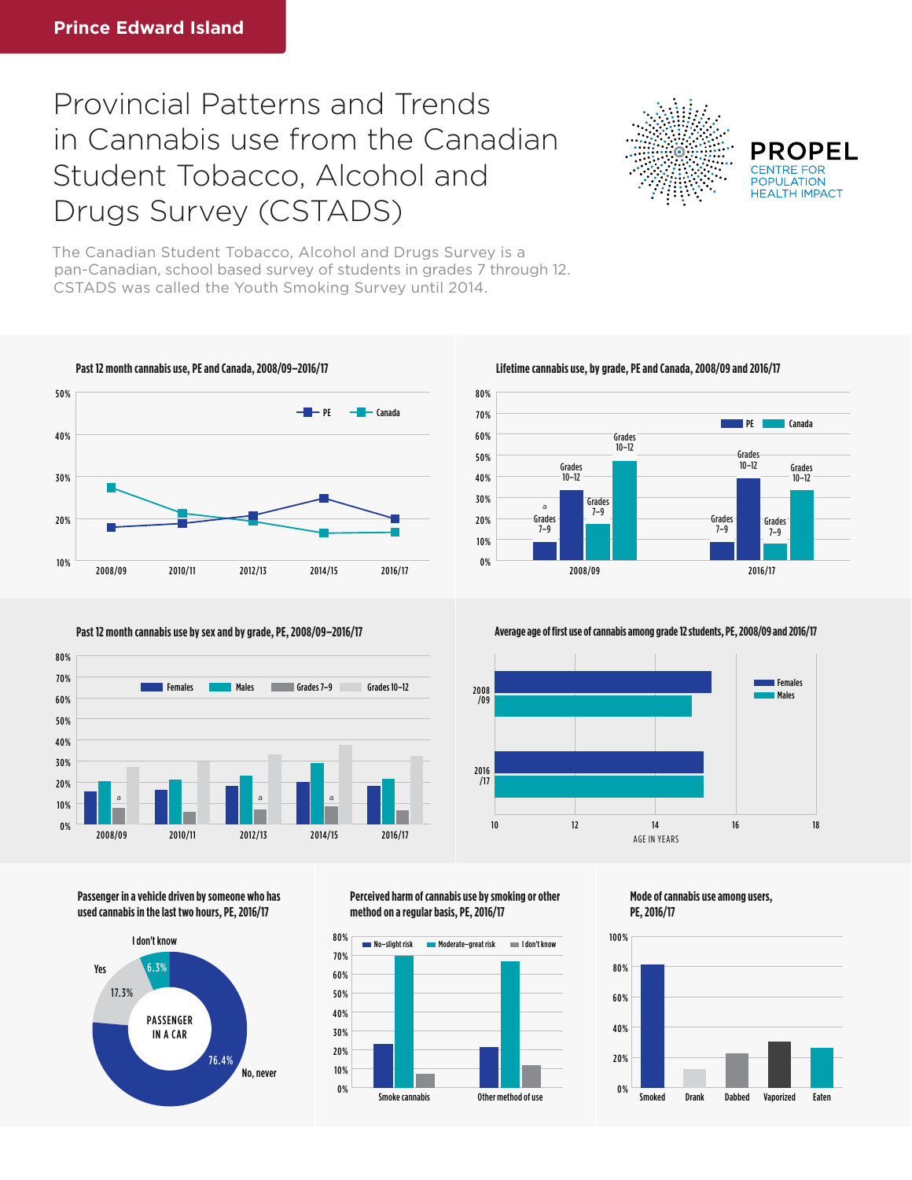Prince Edward Island

# Provincial Patterns and Trends in Cannabis use from the Canadian Student Tobacco, Alcohol and Drugs Survey (CSTADS)

PROPEL
CENTRE FOR POPULATION HEALTH IMPACT

The Canadian Student Tobacco, Alcohol and Drugs Survey is a pan-Canadian, school based survey of students in grades 7 through 12. CSTADS was called the Youth Smoking Survey until 2014.

### Past 12 month cannabis use, PE and Canada, 2008/09–2016/17

PE, Canada

2008/09, 2010/11, 2012/13, 2014/15, 2016/17

### Lifetime cannabis use, by grade, PE and Canada, 2008/09 and 2016/17

PE, Canada

2008/09: Grades 7–9 (a), Grades 10–12, Grades 7–9, Grades 10–12

2016/17: Grades 7–9, Grades 10–12, Grades 7–9, Grades 10–12

### Past 12 month cannabis use by sex and by grade, PE, 2008/09–2016/17

Females, Males, Grades 7–9, Grades 10–12

2008/09, 2010/11, 2012/13, 2014/15, 2016/17

### Average age of first use of cannabis among grade 12 students, PE, 2008/09 and 2016/17

Females, Males

2008/09, 2016/17

AGE IN YEARS

### Passenger in a vehicle driven by someone who has used cannabis in the last two hours, PE, 2016/17

PASSENGER IN A CAR

| Response | % |
|---|---|
| No, never | 76.4% |
| Yes | 17.3% |
| I don't know | 6.3% |

### Perceived harm of cannabis use by smoking or other method on a regular basis, PE, 2016/17

No–slight risk, Moderate–great risk, I don't know

Smoke cannabis, Other method of use

### Mode of cannabis use among users, PE, 2016/17

Smoked, Drank, Dabbed, Vaporized, Eaten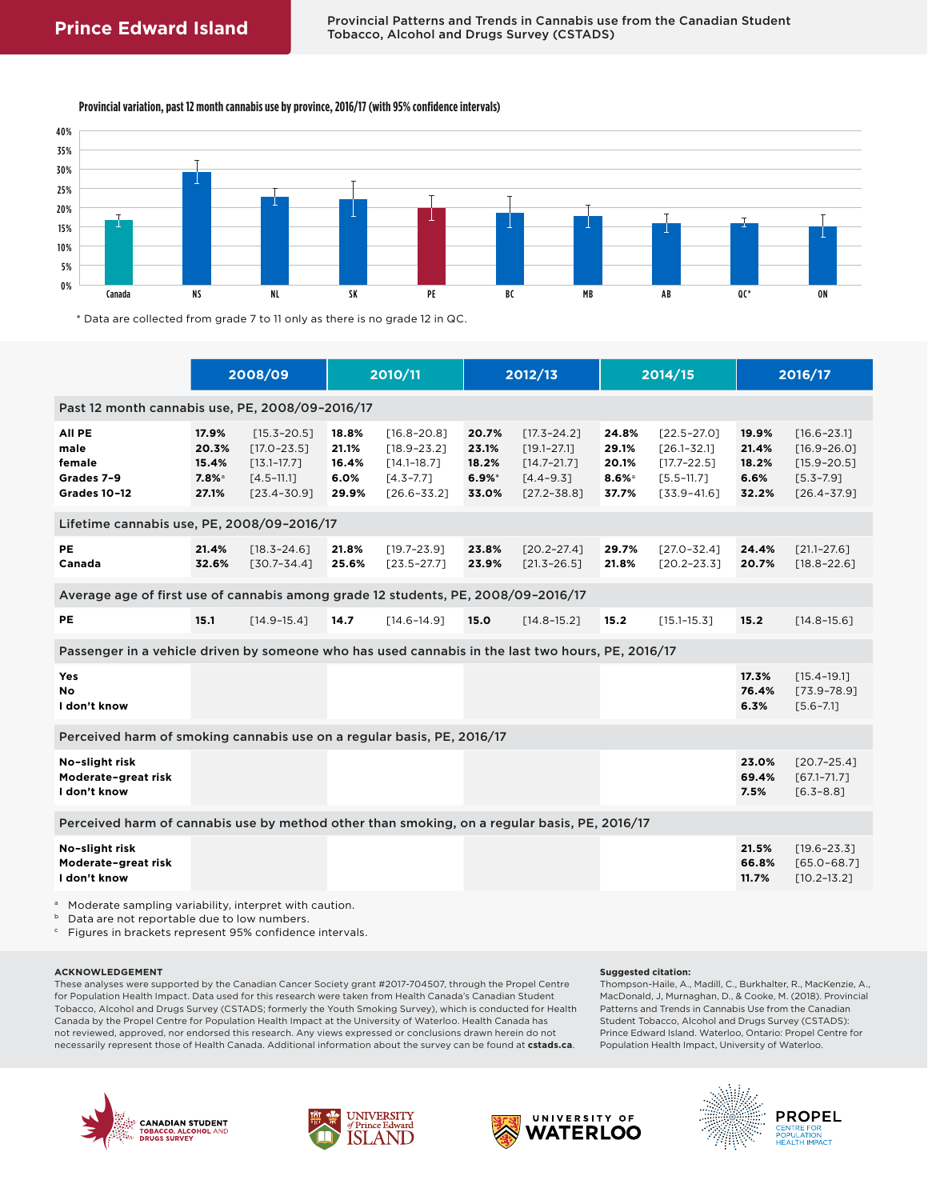Prince Edward Island

Provincial Patterns and Trends in Cannabis use from the Canadian Student Tobacco, Alcohol and Drugs Survey (CSTADS)

**Provincial variation, past 12 month cannabis use by province, 2016/17 (with 95% confidence intervals)**

40%
35%
30%
25%
20%
15%
10%
5%
0%

Canada NS NL SK PE BC MB AB QC* ON

* Data are collected from grade 7 to 11 only as there is no grade 12 in QC.

| | 2008/09 | | 2010/11 | | 2012/13 | | 2014/15 | | 2016/17 | |
|---|---|---|---|---|---|---|---|---|---|---|
| **Past 12 month cannabis use, PE, 2008/09–2016/17** | | | | | | | | | | |
| **All PE** | **17.9%** | [15.3–20.5] | **18.8%** | [16.8–20.8] | **20.7%** | [17.3–24.2] | **24.8%** | [22.5–27.0] | **19.9%** | [16.6–23.1] |
| **male** | **20.3%** | [17.0–23.5] | **21.1%** | [18.9–23.2] | **23.1%** | [19.1–27.1] | **29.1%** | [26.1–32.1] | **21.4%** | [16.9–26.0] |
| **female** | **15.4%** | [13.1–17.7] | **16.4%** | [14.1–18.7] | **18.2%** | [14.7–21.7] | **20.1%** | [17.7–22.5] | **18.2%** | [15.9–20.5] |
| **Grades 7–9** | **7.8%**[a] | [4.5–11.1] | **6.0%** | [4.3–7.7] | **6.9%**[a] | [4.4–9.3] | **8.6%**[a] | [5.5–11.7] | **6.6%** | [5.3–7.9] |
| **Grades 10–12** | **27.1%** | [23.4–30.9] | **29.9%** | [26.6–33.2] | **33.0%** | [27.2–38.8] | **37.7%** | [33.9–41.6] | **32.2%** | [26.4–37.9] |
| **Lifetime cannabis use, PE, 2008/09–2016/17** | | | | | | | | | | |
| **PE** | **21.4%** | [18.3–24.6] | **21.8%** | [19.7–23.9] | **23.8%** | [20.2–27.4] | **29.7%** | [27.0–32.4] | **24.4%** | [21.1–27.6] |
| **Canada** | **32.6%** | [30.7–34.4] | **25.6%** | [23.5–27.7] | **23.9%** | [21.3–26.5] | **21.8%** | [20.2–23.3] | **20.7%** | [18.8–22.6] |
| **Average age of first use of cannabis among grade 12 students, PE, 2008/09–2016/17** | | | | | | | | | | |
| **PE** | **15.1** | [14.9–15.4] | **14.7** | [14.6–14.9] | **15.0** | [14.8–15.2] | **15.2** | [15.1–15.3] | **15.2** | [14.8–15.6] |
| **Passenger in a vehicle driven by someone who has used cannabis in the last two hours, PE, 2016/17** | | | | | | | | | | |
| **Yes** | | | | | | | | | **17.3%** | [15.4–19.1] |
| **No** | | | | | | | | | **76.4%** | [73.9–78.9] |
| **I don't know** | | | | | | | | | **6.3%** | [5.6–7.1] |
| **Perceived harm of smoking cannabis use on a regular basis, PE, 2016/17** | | | | | | | | | | |
| **No–slight risk** | | | | | | | | | **23.0%** | [20.7–25.4] |
| **Moderate–great risk** | | | | | | | | | **69.4%** | [67.1–71.7] |
| **I don't know** | | | | | | | | | **7.5%** | [6.3–8.8] |
| **Perceived harm of cannabis use by method other than smoking, on a regular basis, PE, 2016/17** | | | | | | | | | | |
| **No–slight risk** | | | | | | | | | **21.5%** | [19.6–23.3] |
| **Moderate–great risk** | | | | | | | | | **66.8%** | [65.0–68.7] |
| **I don't know** | | | | | | | | | **11.7%** | [10.2–13.2] |

[a] Moderate sampling variability, interpret with caution.
[b] Data are not reportable due to low numbers.
[c] Figures in brackets represent 95% confidence intervals.

**ACKNOWLEDGEMENT**

These analyses were supported by the Canadian Cancer Society grant #2017-704507, through the Propel Centre for Population Health Impact. Data used for this research were taken from Health Canada's Canadian Student Tobacco, Alcohol and Drugs Survey (CSTADS; formerly the Youth Smoking Survey), which is conducted for Health Canada by the Propel Centre for Population Health Impact at the University of Waterloo. Health Canada has not reviewed, approved, nor endorsed this research. Any views expressed or conclusions drawn herein do not necessarily represent those of Health Canada. Additional information about the survey can be found at **cstads.ca**.

**Suggested citation:**

Thompson-Haile, A., Madill, C., Burkhalter, R., MacKenzie, A., MacDonald, J, Murnaghan, D., & Cooke, M. (2018). Provincial Patterns and Trends in Cannabis Use from the Canadian Student Tobacco, Alcohol and Drugs Survey (CSTADS): Prince Edward Island. Waterloo, Ontario: Propel Centre for Population Health Impact, University of Waterloo.

CANADIAN STUDENT TOBACCO, ALCOHOL AND DRUGS SURVEY

UNIVERSITY of Prince Edward ISLAND

UNIVERSITY OF WATERLOO

PROPEL CENTRE FOR POPULATION HEALTH IMPACT